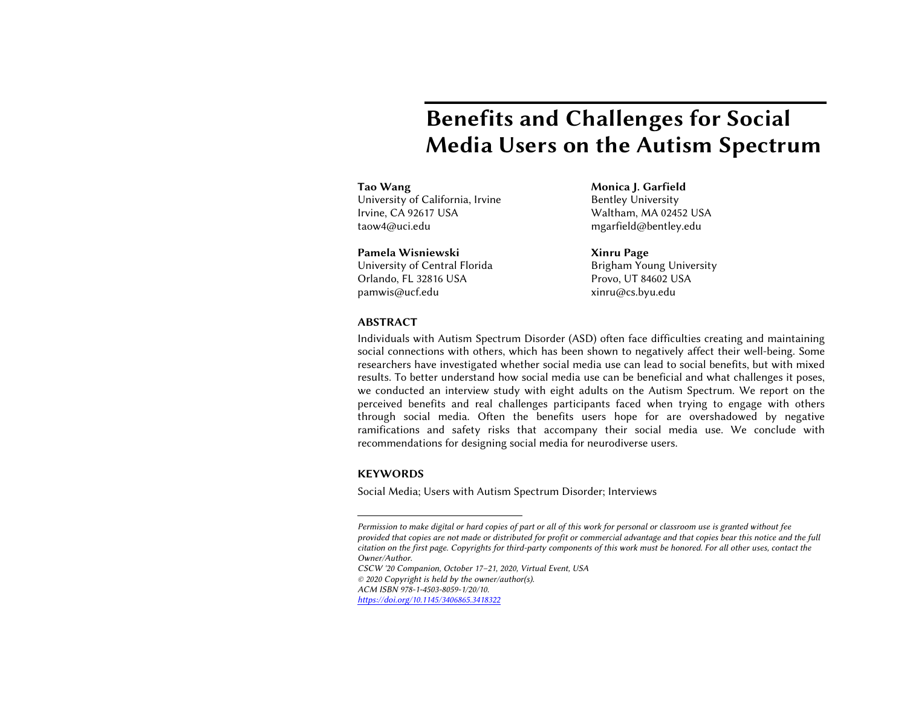# Benefits and Challenges for Social Media Users on the Autism Spectrum

**Tao Wang**
University of California, Irvine
Irvine, CA 92617 USA
taow4@uci.edu

**Monica J. Garfield**
Bentley University
Waltham, MA 02452 USA
mgarfield@bentley.edu

**Pamela Wisniewski**
University of Central Florida
Orlando, FL 32816 USA
pamwis@ucf.edu

**Xinru Page**
Brigham Young University
Provo, UT 84602 USA
xinru@cs.byu.edu

## ABSTRACT

Individuals with Autism Spectrum Disorder (ASD) often face difficulties creating and maintaining social connections with others, which has been shown to negatively affect their well-being. Some researchers have investigated whether social media use can lead to social benefits, but with mixed results. To better understand how social media use can be beneficial and what challenges it poses, we conducted an interview study with eight adults on the Autism Spectrum. We report on the perceived benefits and real challenges participants faced when trying to engage with others through social media. Often the benefits users hope for are overshadowed by negative ramifications and safety risks that accompany their social media use. We conclude with recommendations for designing social media for neurodiverse users.

## KEYWORDS

Social Media; Users with Autism Spectrum Disorder; Interviews

---

*Permission to make digital or hard copies of part or all of this work for personal or classroom use is granted without fee provided that copies are not made or distributed for profit or commercial advantage and that copies bear this notice and the full citation on the first page. Copyrights for third-party components of this work must be honored. For all other uses, contact the Owner/Author.*

*CSCW '20 Companion, October 17–21, 2020, Virtual Event, USA*

*© 2020 Copyright is held by the owner/author(s).*

*ACM ISBN 978-1-4503-8059-1/20/10.*

*https://doi.org/10.1145/3406865.3418322*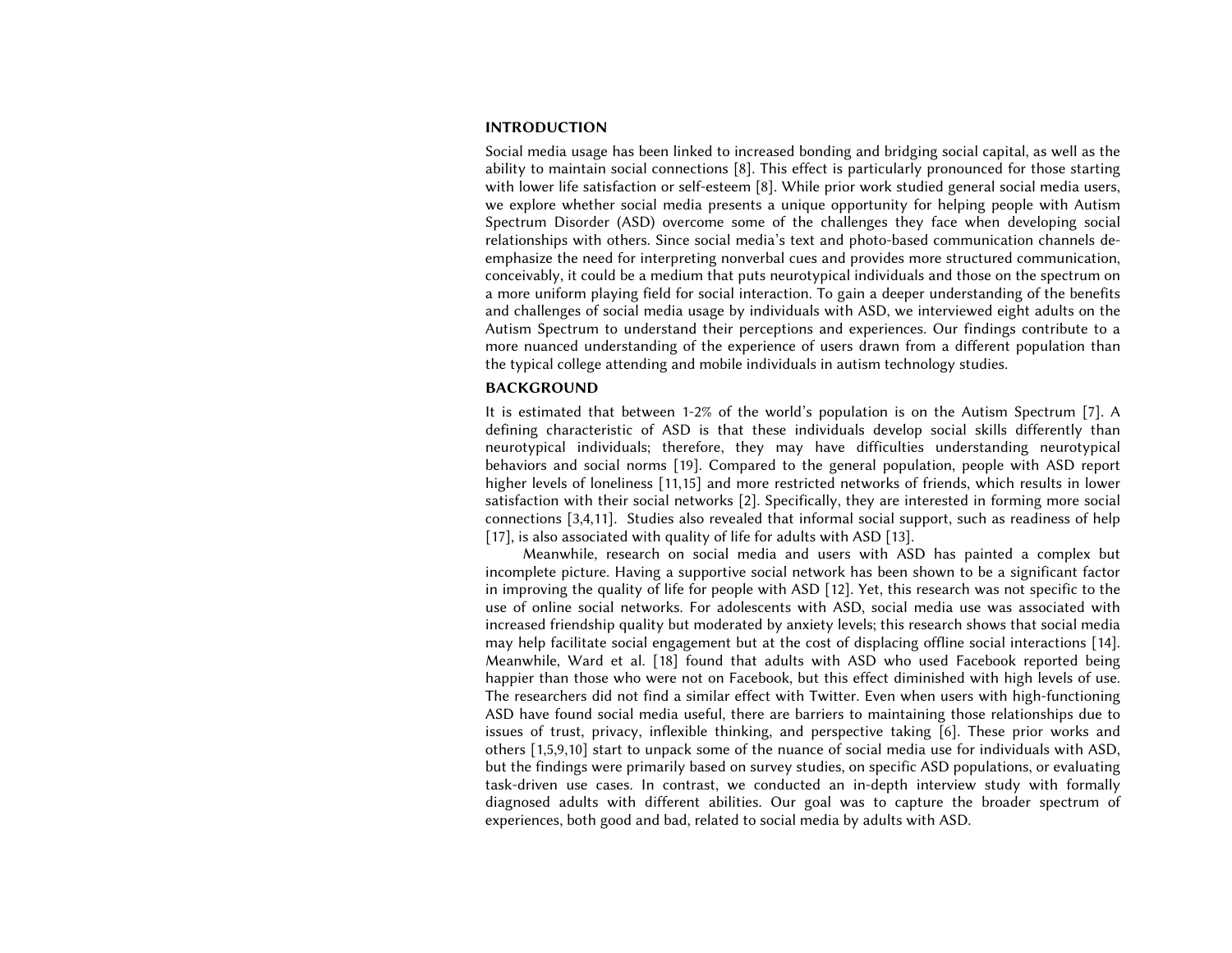## INTRODUCTION

Social media usage has been linked to increased bonding and bridging social capital, as well as the ability to maintain social connections [8]. This effect is particularly pronounced for those starting with lower life satisfaction or self-esteem [8]. While prior work studied general social media users, we explore whether social media presents a unique opportunity for helping people with Autism Spectrum Disorder (ASD) overcome some of the challenges they face when developing social relationships with others. Since social media's text and photo-based communication channels de-emphasize the need for interpreting nonverbal cues and provides more structured communication, conceivably, it could be a medium that puts neurotypical individuals and those on the spectrum on a more uniform playing field for social interaction. To gain a deeper understanding of the benefits and challenges of social media usage by individuals with ASD, we interviewed eight adults on the Autism Spectrum to understand their perceptions and experiences. Our findings contribute to a more nuanced understanding of the experience of users drawn from a different population than the typical college attending and mobile individuals in autism technology studies.

## BACKGROUND

It is estimated that between 1-2% of the world's population is on the Autism Spectrum [7]. A defining characteristic of ASD is that these individuals develop social skills differently than neurotypical individuals; therefore, they may have difficulties understanding neurotypical behaviors and social norms [19]. Compared to the general population, people with ASD report higher levels of loneliness [11,15] and more restricted networks of friends, which results in lower satisfaction with their social networks [2]. Specifically, they are interested in forming more social connections [3,4,11]. Studies also revealed that informal social support, such as readiness of help [17], is also associated with quality of life for adults with ASD [13].

Meanwhile, research on social media and users with ASD has painted a complex but incomplete picture. Having a supportive social network has been shown to be a significant factor in improving the quality of life for people with ASD [12]. Yet, this research was not specific to the use of online social networks. For adolescents with ASD, social media use was associated with increased friendship quality but moderated by anxiety levels; this research shows that social media may help facilitate social engagement but at the cost of displacing offline social interactions [14]. Meanwhile, Ward et al. [18] found that adults with ASD who used Facebook reported being happier than those who were not on Facebook, but this effect diminished with high levels of use. The researchers did not find a similar effect with Twitter. Even when users with high-functioning ASD have found social media useful, there are barriers to maintaining those relationships due to issues of trust, privacy, inflexible thinking, and perspective taking [6]. These prior works and others [1,5,9,10] start to unpack some of the nuance of social media use for individuals with ASD, but the findings were primarily based on survey studies, on specific ASD populations, or evaluating task-driven use cases. In contrast, we conducted an in-depth interview study with formally diagnosed adults with different abilities. Our goal was to capture the broader spectrum of experiences, both good and bad, related to social media by adults with ASD.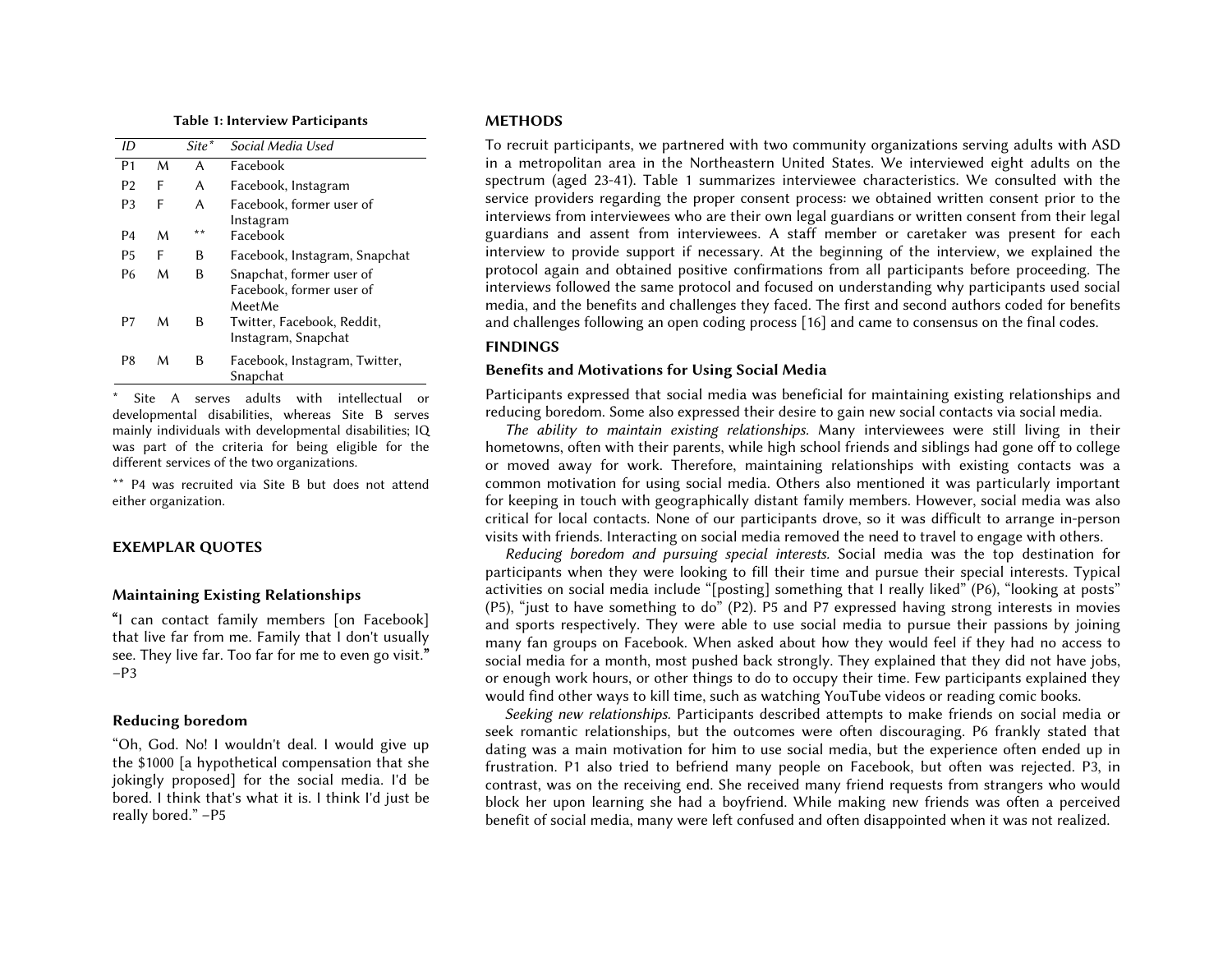**Table 1: Interview Participants**

| *ID* | | *Site\** | *Social Media Used* |
|---|---|---|---|
| P1 | M | A | Facebook |
| P2 | F | A | Facebook, Instagram |
| P3 | F | A | Facebook, former user of Instagram |
| P4 | M | ** | Facebook |
| P5 | F | B | Facebook, Instagram, Snapchat |
| P6 | M | B | Snapchat, former user of Facebook, former user of MeetMe |
| P7 | M | B | Twitter, Facebook, Reddit, Instagram, Snapchat |
| P8 | M | B | Facebook, Instagram, Twitter, Snapchat |

\* Site A serves adults with intellectual or developmental disabilities, whereas Site B serves mainly individuals with developmental disabilities; IQ was part of the criteria for being eligible for the different services of the two organizations.

** P4 was recruited via Site B but does not attend either organization.

## EXEMPLAR QUOTES

### Maintaining Existing Relationships

"I can contact family members [on Facebook] that live far from me. Family that I don't usually see. They live far. Too far for me to even go visit." –P3

### Reducing boredom

"Oh, God. No! I wouldn't deal. I would give up the $1000 [a hypothetical compensation that she jokingly proposed] for the social media. I'd be bored. I think that's what it is. I think I'd just be really bored." –P5

## METHODS

To recruit participants, we partnered with two community organizations serving adults with ASD in a metropolitan area in the Northeastern United States. We interviewed eight adults on the spectrum (aged 23-41). Table 1 summarizes interviewee characteristics. We consulted with the service providers regarding the proper consent process: we obtained written consent prior to the interviews from interviewees who are their own legal guardians or written consent from their legal guardians and assent from interviewees. A staff member or caretaker was present for each interview to provide support if necessary. At the beginning of the interview, we explained the protocol again and obtained positive confirmations from all participants before proceeding. The interviews followed the same protocol and focused on understanding why participants used social media, and the benefits and challenges they faced. The first and second authors coded for benefits and challenges following an open coding process [16] and came to consensus on the final codes.

## FINDINGS

### Benefits and Motivations for Using Social Media

Participants expressed that social media was beneficial for maintaining existing relationships and reducing boredom. Some also expressed their desire to gain new social contacts via social media.

*The ability to maintain existing relationships.* Many interviewees were still living in their hometowns, often with their parents, while high school friends and siblings had gone off to college or moved away for work. Therefore, maintaining relationships with existing contacts was a common motivation for using social media. Others also mentioned it was particularly important for keeping in touch with geographically distant family members. However, social media was also critical for local contacts. None of our participants drove, so it was difficult to arrange in-person visits with friends. Interacting on social media removed the need to travel to engage with others.

*Reducing boredom and pursuing special interests.* Social media was the top destination for participants when they were looking to fill their time and pursue their special interests. Typical activities on social media include "[posting] something that I really liked" (P6), "looking at posts" (P5), "just to have something to do" (P2). P5 and P7 expressed having strong interests in movies and sports respectively. They were able to use social media to pursue their passions by joining many fan groups on Facebook. When asked about how they would feel if they had no access to social media for a month, most pushed back strongly. They explained that they did not have jobs, or enough work hours, or other things to do to occupy their time. Few participants explained they would find other ways to kill time, such as watching YouTube videos or reading comic books.

*Seeking new relationships.* Participants described attempts to make friends on social media or seek romantic relationships, but the outcomes were often discouraging. P6 frankly stated that dating was a main motivation for him to use social media, but the experience often ended up in frustration. P1 also tried to befriend many people on Facebook, but often was rejected. P3, in contrast, was on the receiving end. She received many friend requests from strangers who would block her upon learning she had a boyfriend. While making new friends was often a perceived benefit of social media, many were left confused and often disappointed when it was not realized.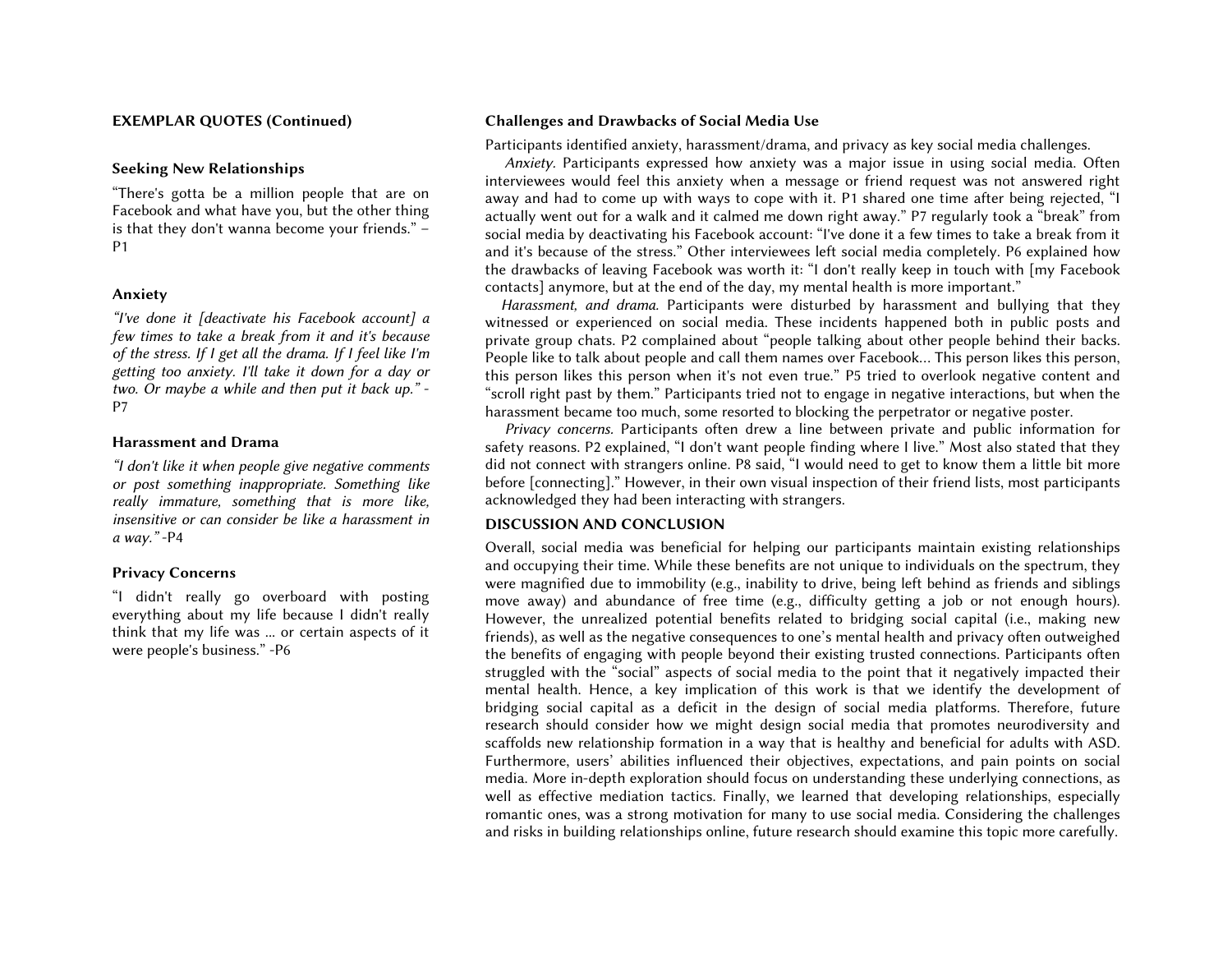## EXEMPLAR QUOTES (Continued)

### Seeking New Relationships

"There's gotta be a million people that are on Facebook and what have you, but the other thing is that they don't wanna become your friends." – P1

### Anxiety

*"I've done it [deactivate his Facebook account] a few times to take a break from it and it's because of the stress. If I get all the drama. If I feel like I'm getting too anxiety. I'll take it down for a day or two. Or maybe a while and then put it back up."* -P7

### Harassment and Drama

*"I don't like it when people give negative comments or post something inappropriate. Something like really immature, something that is more like, insensitive or can consider be like a harassment in a way."* -P4

### Privacy Concerns

"I didn't really go overboard with posting everything about my life because I didn't really think that my life was ... or certain aspects of it were people's business." -P6

## Challenges and Drawbacks of Social Media Use

Participants identified anxiety, harassment/drama, and privacy as key social media challenges.

*Anxiety.* Participants expressed how anxiety was a major issue in using social media. Often interviewees would feel this anxiety when a message or friend request was not answered right away and had to come up with ways to cope with it. P1 shared one time after being rejected, "I actually went out for a walk and it calmed me down right away." P7 regularly took a "break" from social media by deactivating his Facebook account: "I've done it a few times to take a break from it and it's because of the stress." Other interviewees left social media completely. P6 explained how the drawbacks of leaving Facebook was worth it: "I don't really keep in touch with [my Facebook contacts] anymore, but at the end of the day, my mental health is more important."

*Harassment, and drama.* Participants were disturbed by harassment and bullying that they witnessed or experienced on social media. These incidents happened both in public posts and private group chats. P2 complained about "people talking about other people behind their backs. People like to talk about people and call them names over Facebook... This person likes this person, this person likes this person when it's not even true." P5 tried to overlook negative content and "scroll right past by them." Participants tried not to engage in negative interactions, but when the harassment became too much, some resorted to blocking the perpetrator or negative poster.

*Privacy concerns.* Participants often drew a line between private and public information for safety reasons. P2 explained, "I don't want people finding where I live." Most also stated that they did not connect with strangers online. P8 said, "I would need to get to know them a little bit more before [connecting]." However, in their own visual inspection of their friend lists, most participants acknowledged they had been interacting with strangers.

## DISCUSSION AND CONCLUSION

Overall, social media was beneficial for helping our participants maintain existing relationships and occupying their time. While these benefits are not unique to individuals on the spectrum, they were magnified due to immobility (e.g., inability to drive, being left behind as friends and siblings move away) and abundance of free time (e.g., difficulty getting a job or not enough hours). However, the unrealized potential benefits related to bridging social capital (i.e., making new friends), as well as the negative consequences to one's mental health and privacy often outweighed the benefits of engaging with people beyond their existing trusted connections. Participants often struggled with the "social" aspects of social media to the point that it negatively impacted their mental health. Hence, a key implication of this work is that we identify the development of bridging social capital as a deficit in the design of social media platforms. Therefore, future research should consider how we might design social media that promotes neurodiversity and scaffolds new relationship formation in a way that is healthy and beneficial for adults with ASD. Furthermore, users' abilities influenced their objectives, expectations, and pain points on social media. More in-depth exploration should focus on understanding these underlying connections, as well as effective mediation tactics. Finally, we learned that developing relationships, especially romantic ones, was a strong motivation for many to use social media. Considering the challenges and risks in building relationships online, future research should examine this topic more carefully.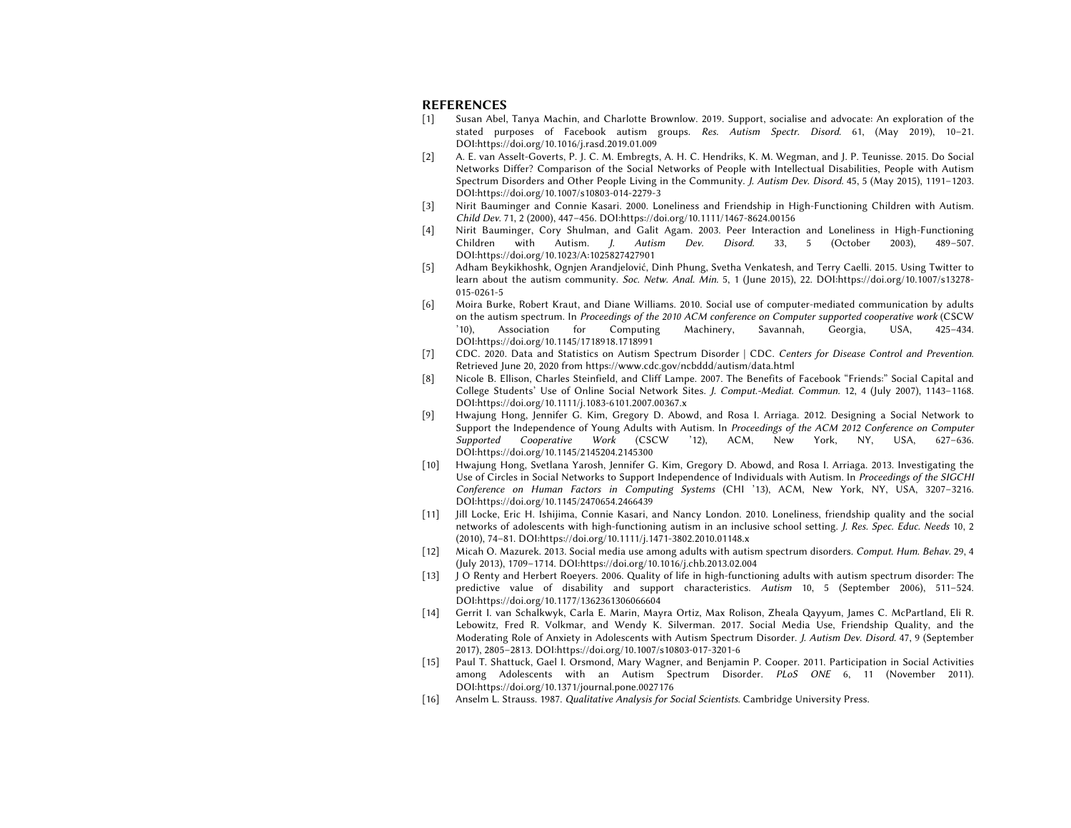## REFERENCES

[1] Susan Abel, Tanya Machin, and Charlotte Brownlow. 2019. Support, socialise and advocate: An exploration of the stated purposes of Facebook autism groups. *Res. Autism Spectr. Disord.* 61, (May 2019), 10–21. DOI:https://doi.org/10.1016/j.rasd.2019.01.009

[2] A. E. van Asselt-Goverts, P. J. C. M. Embregts, A. H. C. Hendriks, K. M. Wegman, and J. P. Teunisse. 2015. Do Social Networks Differ? Comparison of the Social Networks of People with Intellectual Disabilities, People with Autism Spectrum Disorders and Other People Living in the Community. *J. Autism Dev. Disord.* 45, 5 (May 2015), 1191–1203. DOI:https://doi.org/10.1007/s10803-014-2279-3

[3] Nirit Bauminger and Connie Kasari. 2000. Loneliness and Friendship in High-Functioning Children with Autism. *Child Dev.* 71, 2 (2000), 447–456. DOI:https://doi.org/10.1111/1467-8624.00156

[4] Nirit Bauminger, Cory Shulman, and Galit Agam. 2003. Peer Interaction and Loneliness in High-Functioning Children with Autism. *J. Autism Dev. Disord.* 33, 5 (October 2003), 489–507. DOI:https://doi.org/10.1023/A:1025827427901

[5] Adham Beykikhoshk, Ognjen Arandjelović, Dinh Phung, Svetha Venkatesh, and Terry Caelli. 2015. Using Twitter to learn about the autism community. *Soc. Netw. Anal. Min.* 5, 1 (June 2015), 22. DOI:https://doi.org/10.1007/s13278-015-0261-5

[6] Moira Burke, Robert Kraut, and Diane Williams. 2010. Social use of computer-mediated communication by adults on the autism spectrum. In *Proceedings of the 2010 ACM conference on Computer supported cooperative work* (CSCW '10), Association for Computing Machinery, Savannah, Georgia, USA, 425–434. DOI:https://doi.org/10.1145/1718918.1718991

[7] CDC. 2020. Data and Statistics on Autism Spectrum Disorder | CDC. *Centers for Disease Control and Prevention.* Retrieved June 20, 2020 from https://www.cdc.gov/ncbddd/autism/data.html

[8] Nicole B. Ellison, Charles Steinfield, and Cliff Lampe. 2007. The Benefits of Facebook "Friends:" Social Capital and College Students' Use of Online Social Network Sites. *J. Comput.-Mediat. Commun.* 12, 4 (July 2007), 1143–1168. DOI:https://doi.org/10.1111/j.1083-6101.2007.00367.x

[9] Hwajung Hong, Jennifer G. Kim, Gregory D. Abowd, and Rosa I. Arriaga. 2012. Designing a Social Network to Support the Independence of Young Adults with Autism. In *Proceedings of the ACM 2012 Conference on Computer Supported Cooperative Work* (CSCW '12), ACM, New York, NY, USA, 627–636. DOI:https://doi.org/10.1145/2145204.2145300

[10] Hwajung Hong, Svetlana Yarosh, Jennifer G. Kim, Gregory D. Abowd, and Rosa I. Arriaga. 2013. Investigating the Use of Circles in Social Networks to Support Independence of Individuals with Autism. In *Proceedings of the SIGCHI Conference on Human Factors in Computing Systems* (CHI '13), ACM, New York, NY, USA, 3207–3216. DOI:https://doi.org/10.1145/2470654.2466439

[11] Jill Locke, Eric H. Ishijima, Connie Kasari, and Nancy London. 2010. Loneliness, friendship quality and the social networks of adolescents with high-functioning autism in an inclusive school setting. *J. Res. Spec. Educ. Needs* 10, 2 (2010), 74–81. DOI:https://doi.org/10.1111/j.1471-3802.2010.01148.x

[12] Micah O. Mazurek. 2013. Social media use among adults with autism spectrum disorders. *Comput. Hum. Behav.* 29, 4 (July 2013), 1709–1714. DOI:https://doi.org/10.1016/j.chb.2013.02.004

[13] J O Renty and Herbert Roeyers. 2006. Quality of life in high-functioning adults with autism spectrum disorder: The predictive value of disability and support characteristics. *Autism* 10, 5 (September 2006), 511–524. DOI:https://doi.org/10.1177/1362361306066604

[14] Gerrit I. van Schalkwyk, Carla E. Marin, Mayra Ortiz, Max Rolison, Zheala Qayyum, James C. McPartland, Eli R. Lebowitz, Fred R. Volkmar, and Wendy K. Silverman. 2017. Social Media Use, Friendship Quality, and the Moderating Role of Anxiety in Adolescents with Autism Spectrum Disorder. *J. Autism Dev. Disord.* 47, 9 (September 2017), 2805–2813. DOI:https://doi.org/10.1007/s10803-017-3201-6

[15] Paul T. Shattuck, Gael I. Orsmond, Mary Wagner, and Benjamin P. Cooper. 2011. Participation in Social Activities among Adolescents with an Autism Spectrum Disorder. *PLoS ONE* 6, 11 (November 2011). DOI:https://doi.org/10.1371/journal.pone.0027176

[16] Anselm L. Strauss. 1987. *Qualitative Analysis for Social Scientists.* Cambridge University Press.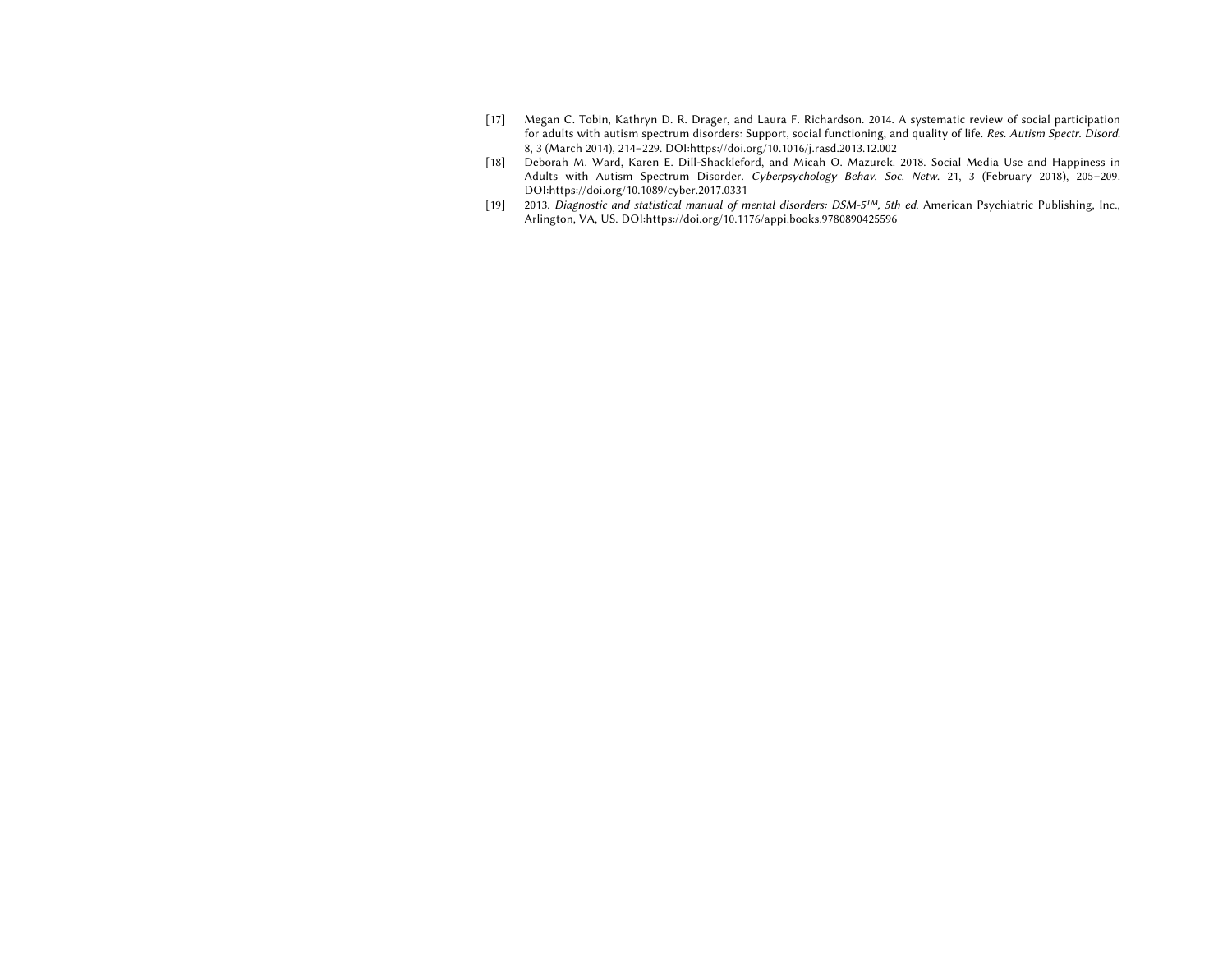[17] Megan C. Tobin, Kathryn D. R. Drager, and Laura F. Richardson. 2014. A systematic review of social participation for adults with autism spectrum disorders: Support, social functioning, and quality of life. *Res. Autism Spectr. Disord.* 8, 3 (March 2014), 214–229. DOI:https://doi.org/10.1016/j.rasd.2013.12.002

[18] Deborah M. Ward, Karen E. Dill-Shackleford, and Micah O. Mazurek. 2018. Social Media Use and Happiness in Adults with Autism Spectrum Disorder. *Cyberpsychology Behav. Soc. Netw.* 21, 3 (February 2018), 205–209. DOI:https://doi.org/10.1089/cyber.2017.0331

[19] 2013. *Diagnostic and statistical manual of mental disorders: DSM-5™, 5th ed.* American Psychiatric Publishing, Inc., Arlington, VA, US. DOI:https://doi.org/10.1176/appi.books.9780890425596